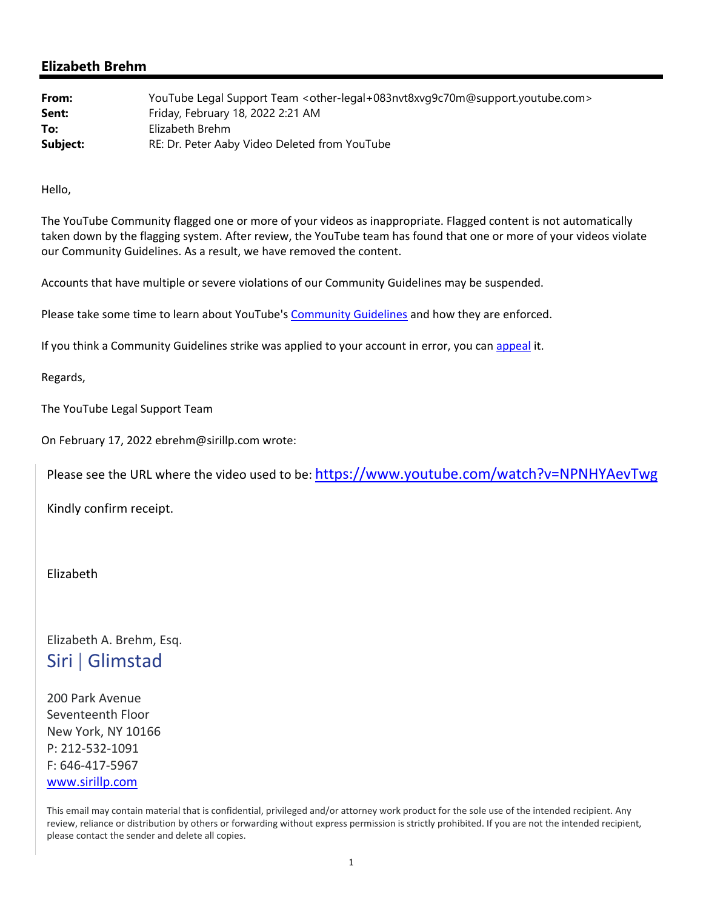## Elizabeth Brehm

**From:** YouTube Legal Support Team <other-legal+083nvt8xvg9c70m@support.youtube.com>
**Sent:** Friday, February 18, 2022 2:21 AM
**To:** Elizabeth Brehm
**Subject:** RE: Dr. Peter Aaby Video Deleted from YouTube

Hello,

The YouTube Community flagged one or more of your videos as inappropriate. Flagged content is not automatically taken down by the flagging system. After review, the YouTube team has found that one or more of your videos violate our Community Guidelines. As a result, we have removed the content.

Accounts that have multiple or severe violations of our Community Guidelines may be suspended.

Please take some time to learn about YouTube's [Community Guidelines] and how they are enforced.

If you think a Community Guidelines strike was applied to your account in error, you can [appeal] it.

Regards,

The YouTube Legal Support Team

On February 17, 2022 ebrehm@sirillp.com wrote:

> Please see the URL where the video used to be: https://www.youtube.com/watch?v=NPNHYAevTwg
>
> Kindly confirm receipt.
>
> Elizabeth
>
> Elizabeth A. Brehm, Esq.
> Siri | Glimstad
>
> 200 Park Avenue
> Seventeenth Floor
> New York, NY 10166
> P: 212-532-1091
> F: 646-417-5967
> www.sirillp.com
>
> This email may contain material that is confidential, privileged and/or attorney work product for the sole use of the intended recipient. Any review, reliance or distribution by others or forwarding without express permission is strictly prohibited. If you are not the intended recipient, please contact the sender and delete all copies.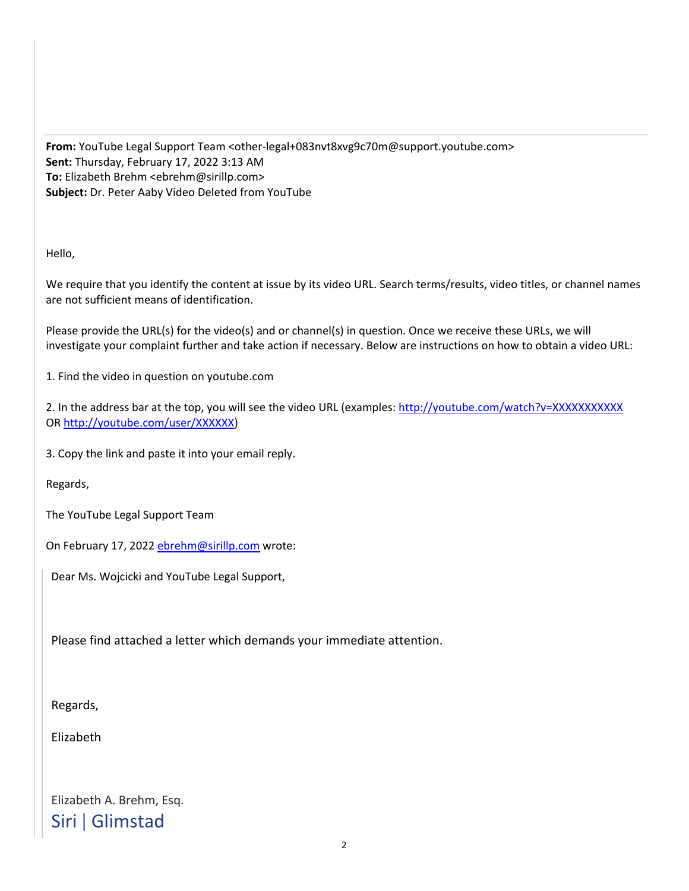**From:** YouTube Legal Support Team <other-legal+083nvt8xvg9c70m@support.youtube.com>
**Sent:** Thursday, February 17, 2022 3:13 AM
**To:** Elizabeth Brehm <ebrehm@sirillp.com>
**Subject:** Dr. Peter Aaby Video Deleted from YouTube

Hello,

We require that you identify the content at issue by its video URL. Search terms/results, video titles, or channel names are not sufficient means of identification.

Please provide the URL(s) for the video(s) and or channel(s) in question. Once we receive these URLs, we will investigate your complaint further and take action if necessary. Below are instructions on how to obtain a video URL:

1. Find the video in question on youtube.com

2. In the address bar at the top, you will see the video URL (examples: http://youtube.com/watch?v=XXXXXXXXXXX OR http://youtube.com/user/XXXXXX)

3. Copy the link and paste it into your email reply.

Regards,

The YouTube Legal Support Team

On February 17, 2022 ebrehm@sirillp.com wrote:

> Dear Ms. Wojcicki and YouTube Legal Support,
>
> Please find attached a letter which demands your immediate attention.
>
> Regards,
>
> Elizabeth
>
> Elizabeth A. Brehm, Esq.
> Siri | Glimstad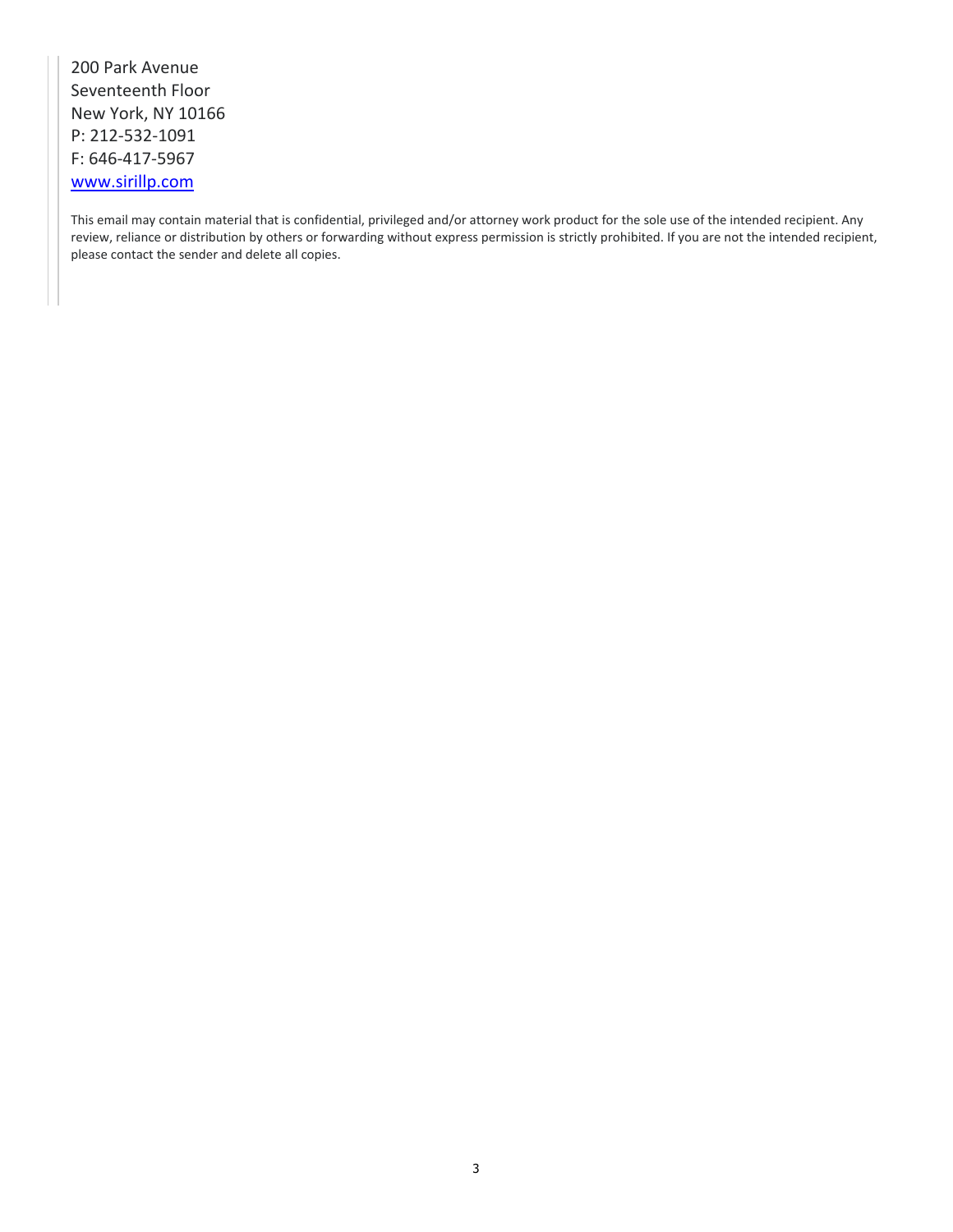200 Park Avenue
Seventeenth Floor
New York, NY 10166
P: 212-532-1091
F: 646-417-5967
[www.sirillp.com](http://www.sirillp.com)

This email may contain material that is confidential, privileged and/or attorney work product for the sole use of the intended recipient. Any review, reliance or distribution by others or forwarding without express permission is strictly prohibited. If you are not the intended recipient, please contact the sender and delete all copies.